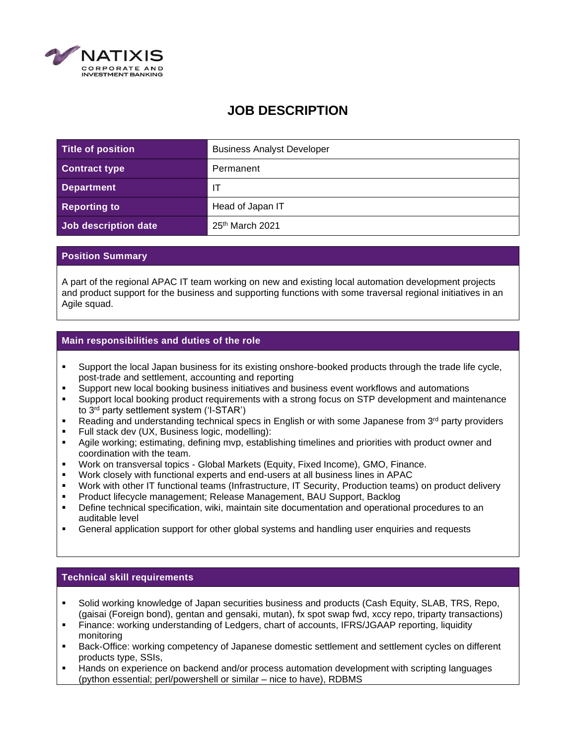# JOB DESCRIPTION

| Title of position | Business Analyst Developer |
| --- | --- |
| Contract type | Permanent |
| Department | IT |
| Reporting to | Head of Japan IT |
| Job description date | 25th March 2021 |

## Position Summary

A part of the regional APAC IT team working on new and existing local automation development projects and product support for the business and supporting functions with some traversal regional initiatives in an Agile squad.

## Main responsibilities and duties of the role

- Support the local Japan business for its existing onshore-booked products through the trade life cycle, post-trade and settlement, accounting and reporting
- Support new local booking business initiatives and business event workflows and automations
- Support local booking product requirements with a strong focus on STP development and maintenance to 3rd party settlement system ('I-STAR')
- Reading and understanding technical specs in English or with some Japanese from 3rd party providers
- Full stack dev (UX, Business logic, modelling):
- Agile working; estimating, defining mvp, establishing timelines and priorities with product owner and coordination with the team.
- Work on transversal topics - Global Markets (Equity, Fixed Income), GMO, Finance.
- Work closely with functional experts and end-users at all business lines in APAC
- Work with other IT functional teams (Infrastructure, IT Security, Production teams) on product delivery
- Product lifecycle management; Release Management, BAU Support, Backlog
- Define technical specification, wiki, maintain site documentation and operational procedures to an auditable level
- General application support for other global systems and handling user enquiries and requests

## Technical skill requirements

- Solid working knowledge of Japan securities business and products (Cash Equity, SLAB, TRS, Repo, (gaisai (Foreign bond), gentan and gensaki, mutan), fx spot swap fwd, xccy repo, triparty transactions)
- Finance: working understanding of Ledgers, chart of accounts, IFRS/JGAAP reporting, liquidity monitoring
- Back-Office: working competency of Japanese domestic settlement and settlement cycles on different products type, SSIs,
- Hands on experience on backend and/or process automation development with scripting languages (python essential; perl/powershell or similar – nice to have), RDBMS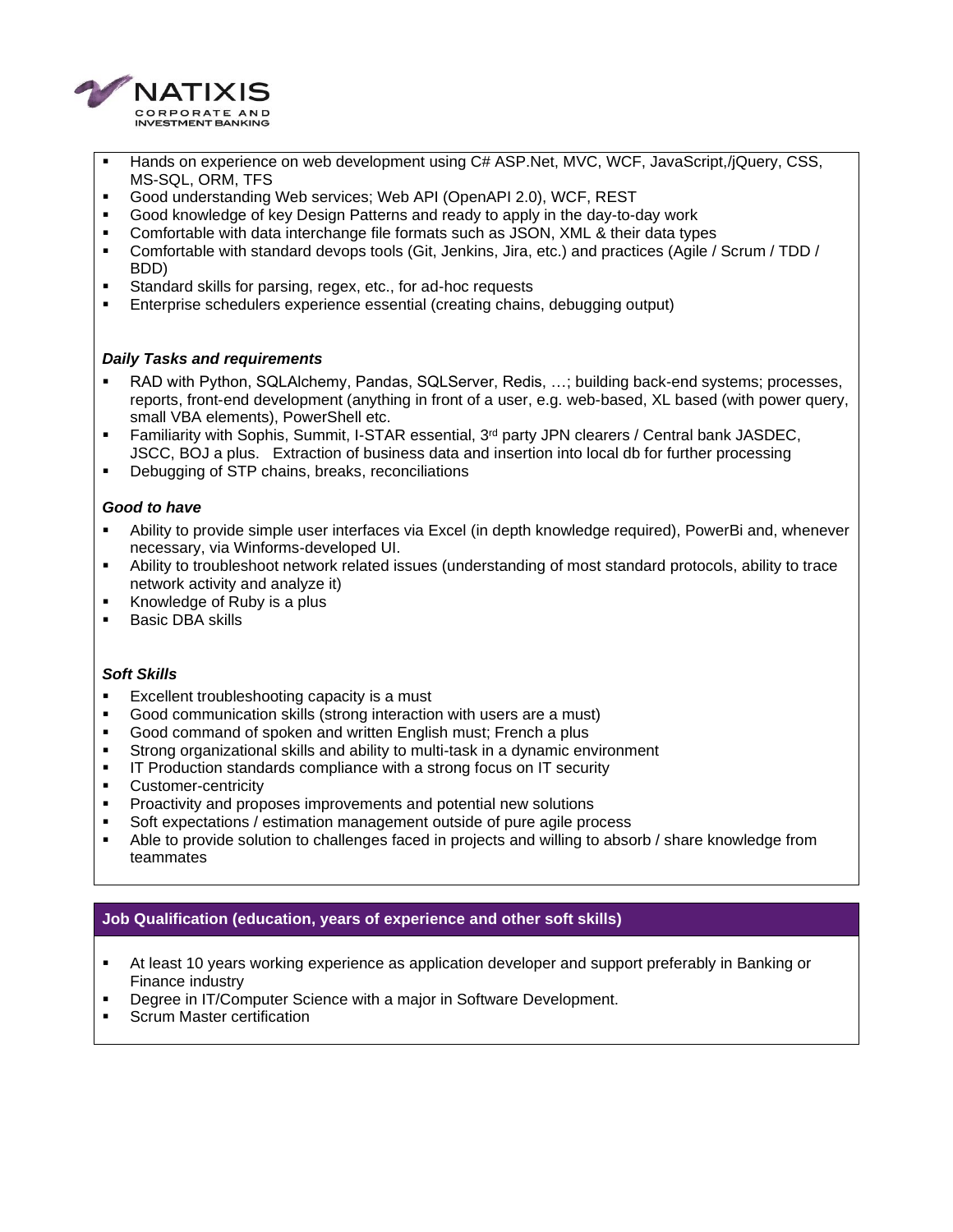- Hands on experience on web development using C# ASP.Net, MVC, WCF, JavaScript,/jQuery, CSS, MS-SQL, ORM, TFS
- Good understanding Web services; Web API (OpenAPI 2.0), WCF, REST
- Good knowledge of key Design Patterns and ready to apply in the day-to-day work
- Comfortable with data interchange file formats such as JSON, XML & their data types
- Comfortable with standard devops tools (Git, Jenkins, Jira, etc.) and practices (Agile / Scrum / TDD / BDD)
- Standard skills for parsing, regex, etc., for ad-hoc requests
- Enterprise schedulers experience essential (creating chains, debugging output)

***Daily Tasks and requirements***

- RAD with Python, SQLAlchemy, Pandas, SQLServer, Redis, …; building back-end systems; processes, reports, front-end development (anything in front of a user, e.g. web-based, XL based (with power query, small VBA elements), PowerShell etc.
- Familiarity with Sophis, Summit, I-STAR essential, 3rd party JPN clearers / Central bank JASDEC, JSCC, BOJ a plus. Extraction of business data and insertion into local db for further processing
- Debugging of STP chains, breaks, reconciliations

***Good to have***

- Ability to provide simple user interfaces via Excel (in depth knowledge required), PowerBi and, whenever necessary, via Winforms-developed UI.
- Ability to troubleshoot network related issues (understanding of most standard protocols, ability to trace network activity and analyze it)
- Knowledge of Ruby is a plus
- Basic DBA skills

***Soft Skills***

- Excellent troubleshooting capacity is a must
- Good communication skills (strong interaction with users are a must)
- Good command of spoken and written English must; French a plus
- Strong organizational skills and ability to multi-task in a dynamic environment
- IT Production standards compliance with a strong focus on IT security
- Customer-centricity
- Proactivity and proposes improvements and potential new solutions
- Soft expectations / estimation management outside of pure agile process
- Able to provide solution to challenges faced in projects and willing to absorb / share knowledge from teammates

**Job Qualification (education, years of experience and other soft skills)**

- At least 10 years working experience as application developer and support preferably in Banking or Finance industry
- Degree in IT/Computer Science with a major in Software Development.
- Scrum Master certification